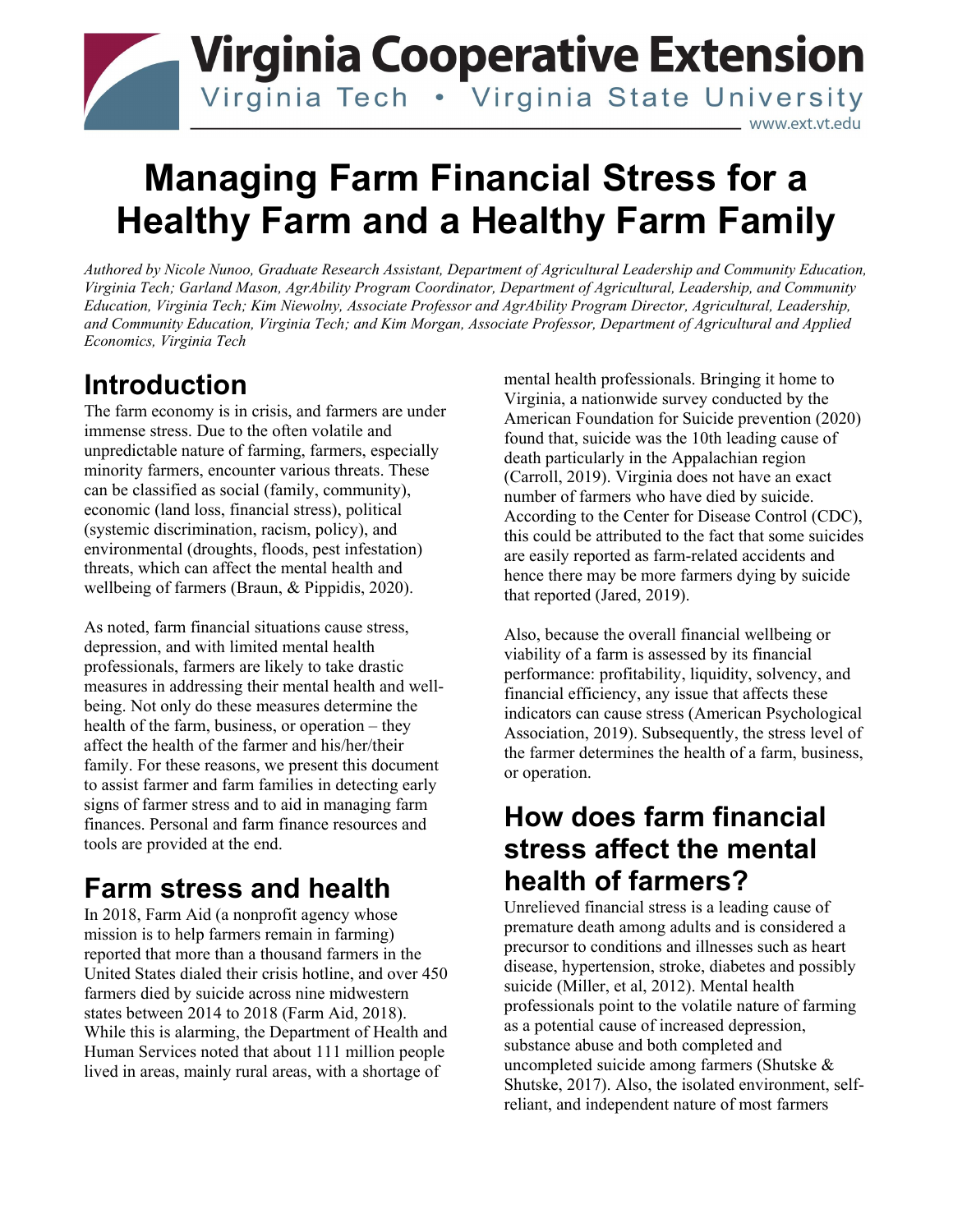# Virginia Cooperative Extension

Virginia Tech • Virginia State University

www.ext.vt.edu

# Managing Farm Financial Stress for a Healthy Farm and a Healthy Farm Family

*Authored by Nicole Nunoo, Graduate Research Assistant, Department of Agricultural Leadership and Community Education, Virginia Tech; Garland Mason, AgrAbility Program Coordinator, Department of Agricultural, Leadership, and Community Education, Virginia Tech; Kim Niewolny, Associate Professor and AgrAbility Program Director, Agricultural, Leadership, and Community Education, Virginia Tech; and Kim Morgan, Associate Professor, Department of Agricultural and Applied Economics, Virginia Tech*

## Introduction

The farm economy is in crisis, and farmers are under immense stress. Due to the often volatile and unpredictable nature of farming, farmers, especially minority farmers, encounter various threats. These can be classified as social (family, community), economic (land loss, financial stress), political (systemic discrimination, racism, policy), and environmental (droughts, floods, pest infestation) threats, which can affect the mental health and wellbeing of farmers (Braun, & Pippidis, 2020).

As noted, farm financial situations cause stress, depression, and with limited mental health professionals, farmers are likely to take drastic measures in addressing their mental health and well-being. Not only do these measures determine the health of the farm, business, or operation – they affect the health of the farmer and his/her/their family. For these reasons, we present this document to assist farmer and farm families in detecting early signs of farmer stress and to aid in managing farm finances. Personal and farm finance resources and tools are provided at the end.

## Farm stress and health

In 2018, Farm Aid (a nonprofit agency whose mission is to help farmers remain in farming) reported that more than a thousand farmers in the United States dialed their crisis hotline, and over 450 farmers died by suicide across nine midwestern states between 2014 to 2018 (Farm Aid, 2018). While this is alarming, the Department of Health and Human Services noted that about 111 million people lived in areas, mainly rural areas, with a shortage of mental health professionals. Bringing it home to Virginia, a nationwide survey conducted by the American Foundation for Suicide prevention (2020) found that, suicide was the 10th leading cause of death particularly in the Appalachian region (Carroll, 2019). Virginia does not have an exact number of farmers who have died by suicide. According to the Center for Disease Control (CDC), this could be attributed to the fact that some suicides are easily reported as farm-related accidents and hence there may be more farmers dying by suicide that reported (Jared, 2019).

Also, because the overall financial wellbeing or viability of a farm is assessed by its financial performance: profitability, liquidity, solvency, and financial efficiency, any issue that affects these indicators can cause stress (American Psychological Association, 2019). Subsequently, the stress level of the farmer determines the health of a farm, business, or operation.

## How does farm financial stress affect the mental health of farmers?

Unrelieved financial stress is a leading cause of premature death among adults and is considered a precursor to conditions and illnesses such as heart disease, hypertension, stroke, diabetes and possibly suicide (Miller, et al, 2012). Mental health professionals point to the volatile nature of farming as a potential cause of increased depression, substance abuse and both completed and uncompleted suicide among farmers (Shutske & Shutske, 2017). Also, the isolated environment, self-reliant, and independent nature of most farmers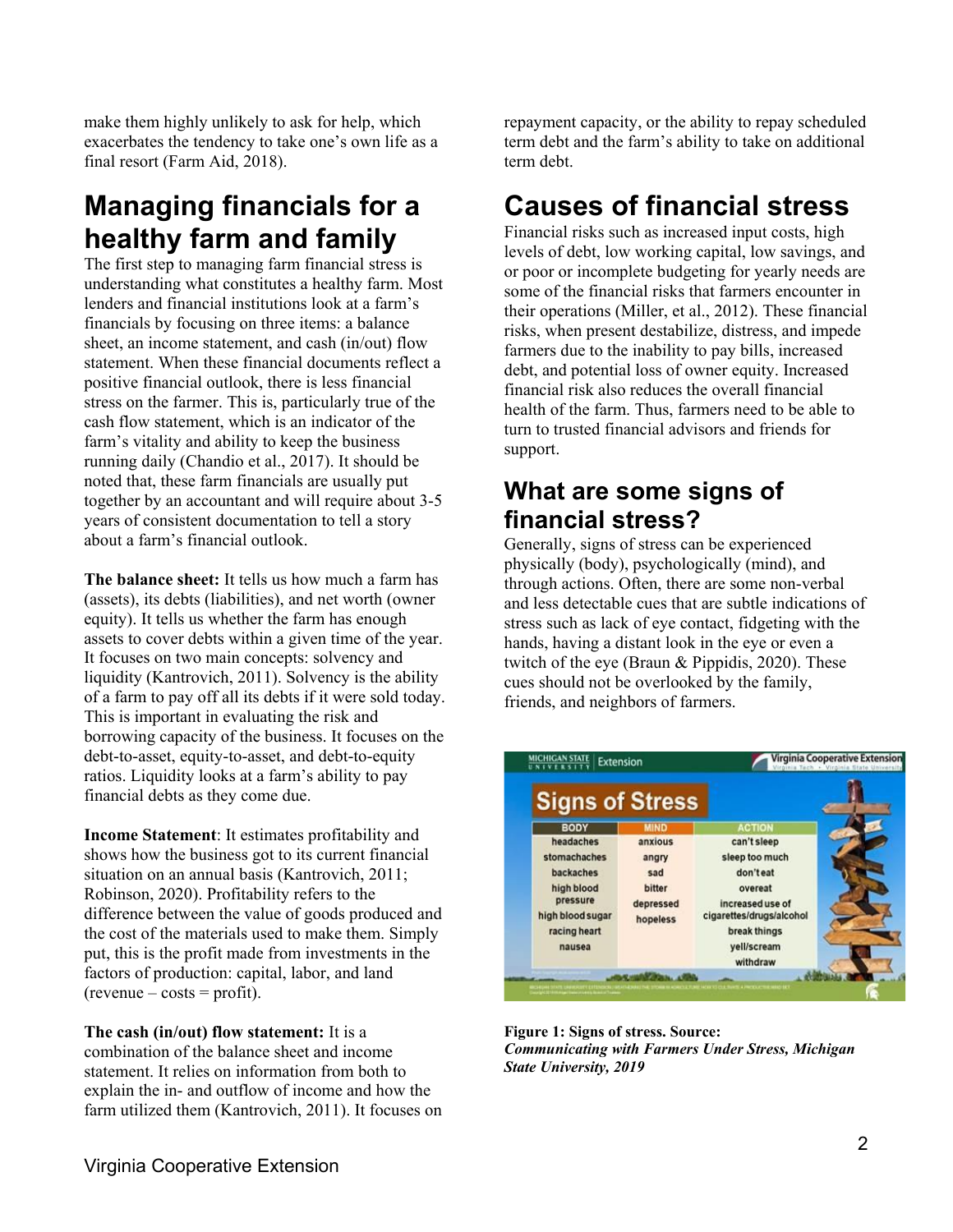make them highly unlikely to ask for help, which exacerbates the tendency to take one's own life as a final resort (Farm Aid, 2018).

## Managing financials for a healthy farm and family

The first step to managing farm financial stress is understanding what constitutes a healthy farm. Most lenders and financial institutions look at a farm's financials by focusing on three items: a balance sheet, an income statement, and cash (in/out) flow statement. When these financial documents reflect a positive financial outlook, there is less financial stress on the farmer. This is, particularly true of the cash flow statement, which is an indicator of the farm's vitality and ability to keep the business running daily (Chandio et al., 2017). It should be noted that, these farm financials are usually put together by an accountant and will require about 3-5 years of consistent documentation to tell a story about a farm's financial outlook.

**The balance sheet:** It tells us how much a farm has (assets), its debts (liabilities), and net worth (owner equity). It tells us whether the farm has enough assets to cover debts within a given time of the year. It focuses on two main concepts: solvency and liquidity (Kantrovich, 2011). Solvency is the ability of a farm to pay off all its debts if it were sold today. This is important in evaluating the risk and borrowing capacity of the business. It focuses on the debt-to-asset, equity-to-asset, and debt-to-equity ratios. Liquidity looks at a farm's ability to pay financial debts as they come due.

**Income Statement**: It estimates profitability and shows how the business got to its current financial situation on an annual basis (Kantrovich, 2011; Robinson, 2020). Profitability refers to the difference between the value of goods produced and the cost of the materials used to make them. Simply put, this is the profit made from investments in the factors of production: capital, labor, and land (revenue – costs = profit).

**The cash (in/out) flow statement:** It is a combination of the balance sheet and income statement. It relies on information from both to explain the in- and outflow of income and how the farm utilized them (Kantrovich, 2011). It focuses on repayment capacity, or the ability to repay scheduled term debt and the farm's ability to take on additional term debt.

## Causes of financial stress

Financial risks such as increased input costs, high levels of debt, low working capital, low savings, and or poor or incomplete budgeting for yearly needs are some of the financial risks that farmers encounter in their operations (Miller, et al., 2012). These financial risks, when present destabilize, distress, and impede farmers due to the inability to pay bills, increased debt, and potential loss of owner equity. Increased financial risk also reduces the overall financial health of the farm. Thus, farmers need to be able to turn to trusted financial advisors and friends for support.

### What are some signs of financial stress?

Generally, signs of stress can be experienced physically (body), psychologically (mind), and through actions. Often, there are some non-verbal and less detectable cues that are subtle indications of stress such as lack of eye contact, fidgeting with the hands, having a distant look in the eye or even a twitch of the eye (Braun & Pippidis, 2020). These cues should not be overlooked by the family, friends, and neighbors of farmers.

| BODY | MIND | ACTION |
|---|---|---|
| headaches | anxious | can't sleep |
| stomachaches | angry | sleep too much |
| backaches | sad | don't eat |
| high blood pressure | bitter | overeat |
| high blood sugar | depressed | increased use of cigarettes/drugs/alcohol |
| racing heart | hopeless | break things |
| nausea | | yell/scream |
| | | withdraw |

**Figure 1: Signs of stress. Source:** ***Communicating with Farmers Under Stress, Michigan State University, 2019***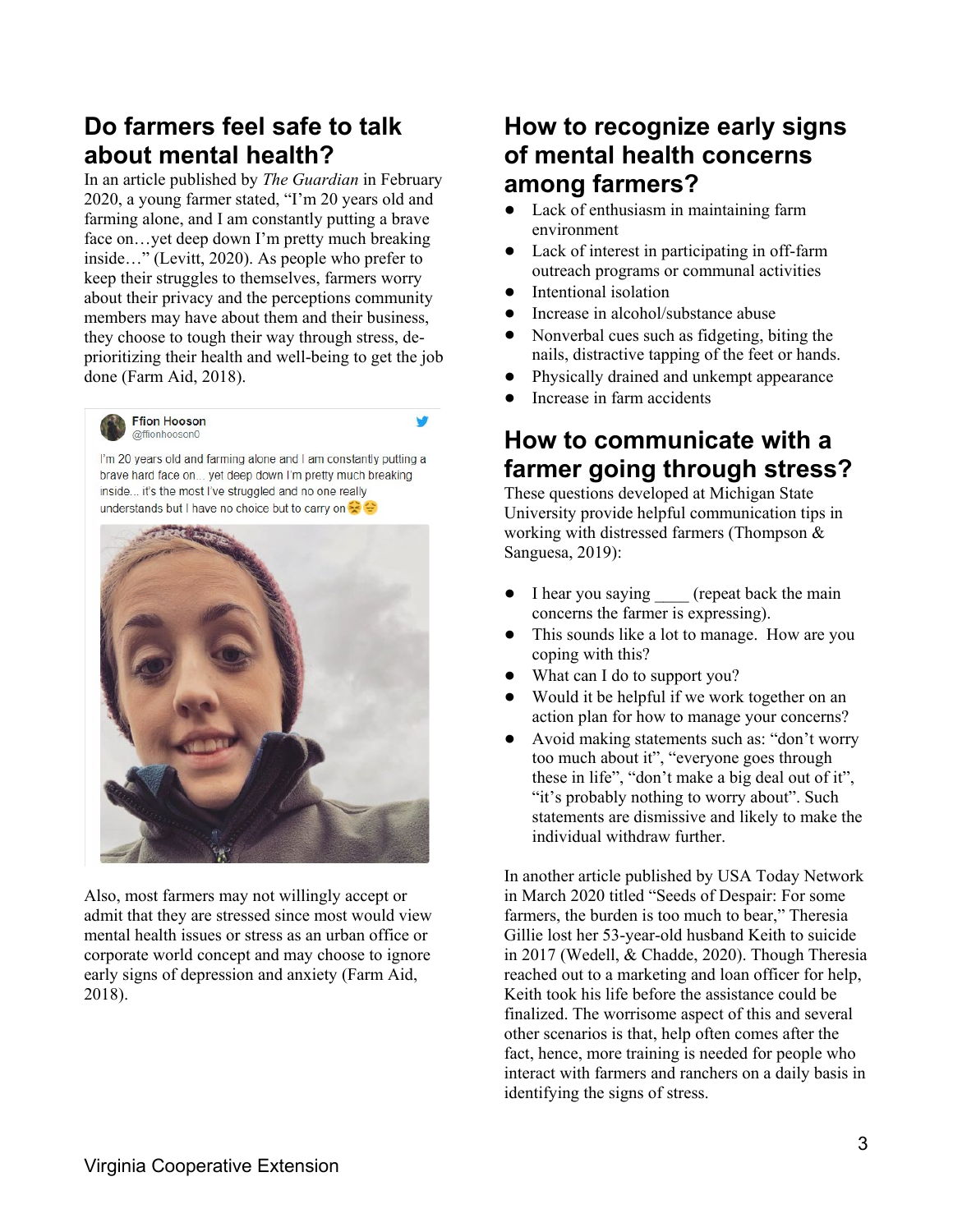## Do farmers feel safe to talk about mental health?

In an article published by *The Guardian* in February 2020, a young farmer stated, "I'm 20 years old and farming alone, and I am constantly putting a brave face on…yet deep down I'm pretty much breaking inside…" (Levitt, 2020). As people who prefer to keep their struggles to themselves, farmers worry about their privacy and the perceptions community members may have about them and their business, they choose to tough their way through stress, de-prioritizing their health and well-being to get the job done (Farm Aid, 2018).

Ffion Hooson
@ffionhooson0

I'm 20 years old and farming alone and I am constantly putting a brave hard face on… yet deep down I'm pretty much breaking inside… it's the most I've struggled and no one really understands but I have no choice but to carry on 😣😔

Also, most farmers may not willingly accept or admit that they are stressed since most would view mental health issues or stress as an urban office or corporate world concept and may choose to ignore early signs of depression and anxiety (Farm Aid, 2018).

## How to recognize early signs of mental health concerns among farmers?

- Lack of enthusiasm in maintaining farm environment
- Lack of interest in participating in off-farm outreach programs or communal activities
- Intentional isolation
- Increase in alcohol/substance abuse
- Nonverbal cues such as fidgeting, biting the nails, distractive tapping of the feet or hands.
- Physically drained and unkempt appearance
- Increase in farm accidents

## How to communicate with a farmer going through stress?

These questions developed at Michigan State University provide helpful communication tips in working with distressed farmers (Thompson & Sanguesa, 2019):

- I hear you saying ____ (repeat back the main concerns the farmer is expressing).
- This sounds like a lot to manage. How are you coping with this?
- What can I do to support you?
- Would it be helpful if we work together on an action plan for how to manage your concerns?
- Avoid making statements such as: "don't worry too much about it", "everyone goes through these in life", "don't make a big deal out of it", "it's probably nothing to worry about". Such statements are dismissive and likely to make the individual withdraw further.

In another article published by USA Today Network in March 2020 titled "Seeds of Despair: For some farmers, the burden is too much to bear," Theresia Gillie lost her 53-year-old husband Keith to suicide in 2017 (Wedell, & Chadde, 2020). Though Theresia reached out to a marketing and loan officer for help, Keith took his life before the assistance could be finalized. The worrisome aspect of this and several other scenarios is that, help often comes after the fact, hence, more training is needed for people who interact with farmers and ranchers on a daily basis in identifying the signs of stress.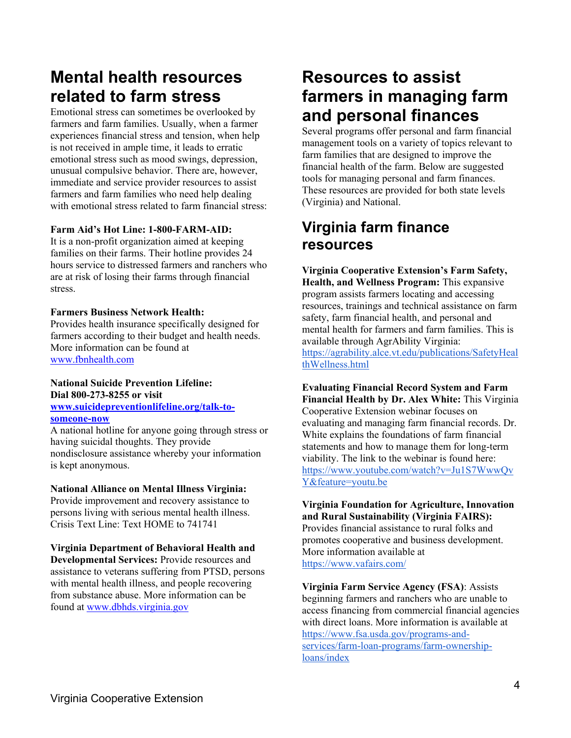## Mental health resources related to farm stress

Emotional stress can sometimes be overlooked by farmers and farm families. Usually, when a farmer experiences financial stress and tension, when help is not received in ample time, it leads to erratic emotional stress such as mood swings, depression, unusual compulsive behavior. There are, however, immediate and service provider resources to assist farmers and farm families who need help dealing with emotional stress related to farm financial stress:

**Farm Aid's Hot Line: 1-800-FARM-AID:**
It is a non-profit organization aimed at keeping families on their farms. Their hotline provides 24 hours service to distressed farmers and ranchers who are at risk of losing their farms through financial stress.

**Farmers Business Network Health:**
Provides health insurance specifically designed for farmers according to their budget and health needs. More information can be found at [www.fbnhealth.com](http://www.fbnhealth.com)

**National Suicide Prevention Lifeline:**
**Dial 800-273-8255 or visit [www.suicidepreventionlifeline.org/talk-to-someone-now](http://www.suicidepreventionlifeline.org/talk-to-someone-now)**
A national hotline for anyone going through stress or having suicidal thoughts. They provide nondisclosure assistance whereby your information is kept anonymous.

**National Alliance on Mental Illness Virginia:**
Provide improvement and recovery assistance to persons living with serious mental health illness. Crisis Text Line: Text HOME to 741741

**Virginia Department of Behavioral Health and Developmental Services:** Provide resources and assistance to veterans suffering from PTSD, persons with mental health illness, and people recovering from substance abuse. More information can be found at [www.dbhds.virginia.gov](http://www.dbhds.virginia.gov)

## Resources to assist farmers in managing farm and personal finances

Several programs offer personal and farm financial management tools on a variety of topics relevant to farm families that are designed to improve the financial health of the farm. Below are suggested tools for managing personal and farm finances. These resources are provided for both state levels (Virginia) and National.

## Virginia farm finance resources

**Virginia Cooperative Extension's Farm Safety, Health, and Wellness Program:** This expansive program assists farmers locating and accessing resources, trainings and technical assistance on farm safety, farm financial health, and personal and mental health for farmers and farm families. This is available through AgrAbility Virginia: [https://agrability.alce.vt.edu/publications/SafetyHealthWellness.html](https://agrability.alce.vt.edu/publications/SafetyHealthWellness.html)

**Evaluating Financial Record System and Farm Financial Health by Dr. Alex White:** This Virginia Cooperative Extension webinar focuses on evaluating and managing farm financial records. Dr. White explains the foundations of farm financial statements and how to manage them for long-term viability. The link to the webinar is found here: [https://www.youtube.com/watch?v=Ju1S7WwwQvY&feature=youtu.be](https://www.youtube.com/watch?v=Ju1S7WwwQvY&feature=youtu.be)

**Virginia Foundation for Agriculture, Innovation and Rural Sustainability (Virginia FAIRS):** Provides financial assistance to rural folks and promotes cooperative and business development. More information available at [https://www.vafairs.com/](https://www.vafairs.com/)

**Virginia Farm Service Agency (FSA)**: Assists beginning farmers and ranchers who are unable to access financing from commercial financial agencies with direct loans. More information is available at [https://www.fsa.usda.gov/programs-and-services/farm-loan-programs/farm-ownership-loans/index](https://www.fsa.usda.gov/programs-and-services/farm-loan-programs/farm-ownership-loans/index)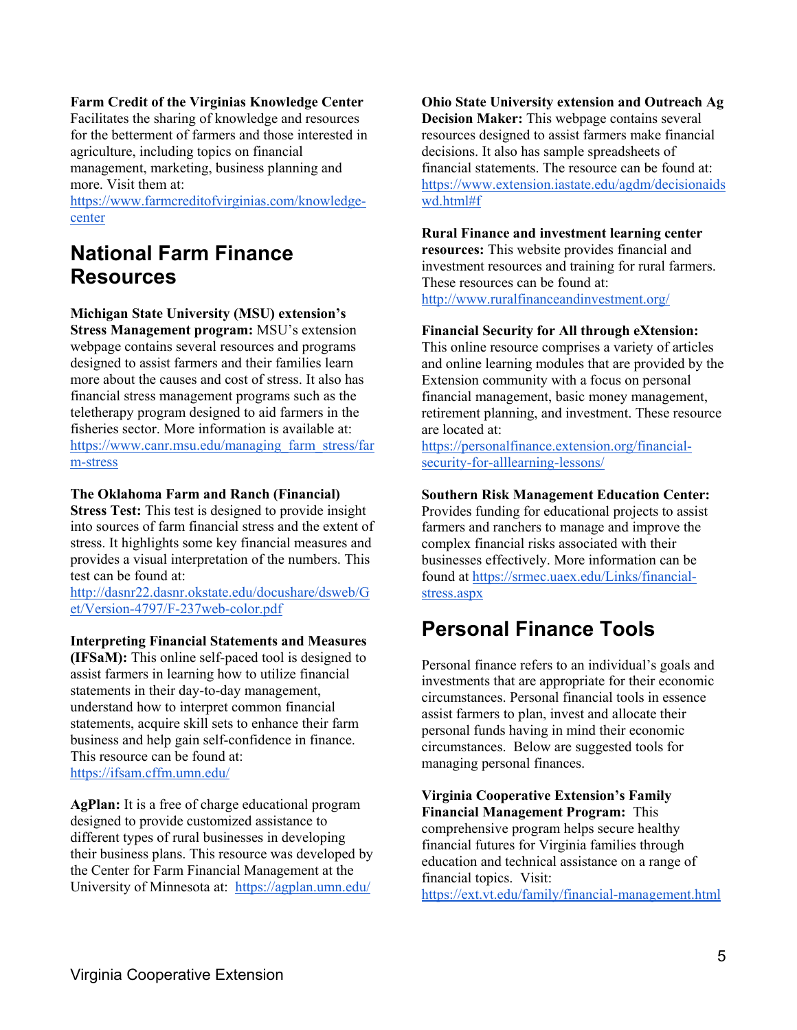**Farm Credit of the Virginias Knowledge Center** Facilitates the sharing of knowledge and resources for the betterment of farmers and those interested in agriculture, including topics on financial management, marketing, business planning and more. Visit them at: https://www.farmcreditofvirginias.com/knowledge-center

## National Farm Finance Resources

**Michigan State University (MSU) extension's Stress Management program:** MSU's extension webpage contains several resources and programs designed to assist farmers and their families learn more about the causes and cost of stress. It also has financial stress management programs such as the teletherapy program designed to aid farmers in the fisheries sector. More information is available at: https://www.canr.msu.edu/managing_farm_stress/farm-stress

**The Oklahoma Farm and Ranch (Financial) Stress Test:** This test is designed to provide insight into sources of farm financial stress and the extent of stress. It highlights some key financial measures and provides a visual interpretation of the numbers. This test can be found at: http://dasnr22.dasnr.okstate.edu/docushare/dsweb/Get/Version-4797/F-237web-color.pdf

**Interpreting Financial Statements and Measures (IFSaM):** This online self-paced tool is designed to assist farmers in learning how to utilize financial statements in their day-to-day management, understand how to interpret common financial statements, acquire skill sets to enhance their farm business and help gain self-confidence in finance. This resource can be found at: https://ifsam.cffm.umn.edu/

**AgPlan:** It is a free of charge educational program designed to provide customized assistance to different types of rural businesses in developing their business plans. This resource was developed by the Center for Farm Financial Management at the University of Minnesota at: https://agplan.umn.edu/

**Ohio State University extension and Outreach Ag Decision Maker:** This webpage contains several resources designed to assist farmers make financial decisions. It also has sample spreadsheets of financial statements. The resource can be found at: https://www.extension.iastate.edu/agdm/decisionaidswd.html#f

**Rural Finance and investment learning center resources:** This website provides financial and investment resources and training for rural farmers. These resources can be found at: http://www.ruralfinanceandinvestment.org/

**Financial Security for All through eXtension:** This online resource comprises a variety of articles and online learning modules that are provided by the Extension community with a focus on personal financial management, basic money management, retirement planning, and investment. These resource are located at: https://personalfinance.extension.org/financial-security-for-alllearning-lessons/

**Southern Risk Management Education Center:** Provides funding for educational projects to assist farmers and ranchers to manage and improve the complex financial risks associated with their businesses effectively. More information can be found at https://srmec.uaex.edu/Links/financial-stress.aspx

## Personal Finance Tools

Personal finance refers to an individual's goals and investments that are appropriate for their economic circumstances. Personal financial tools in essence assist farmers to plan, invest and allocate their personal funds having in mind their economic circumstances. Below are suggested tools for managing personal finances.

**Virginia Cooperative Extension's Family Financial Management Program:** This comprehensive program helps secure healthy financial futures for Virginia families through education and technical assistance on a range of financial topics. Visit: https://ext.vt.edu/family/financial-management.html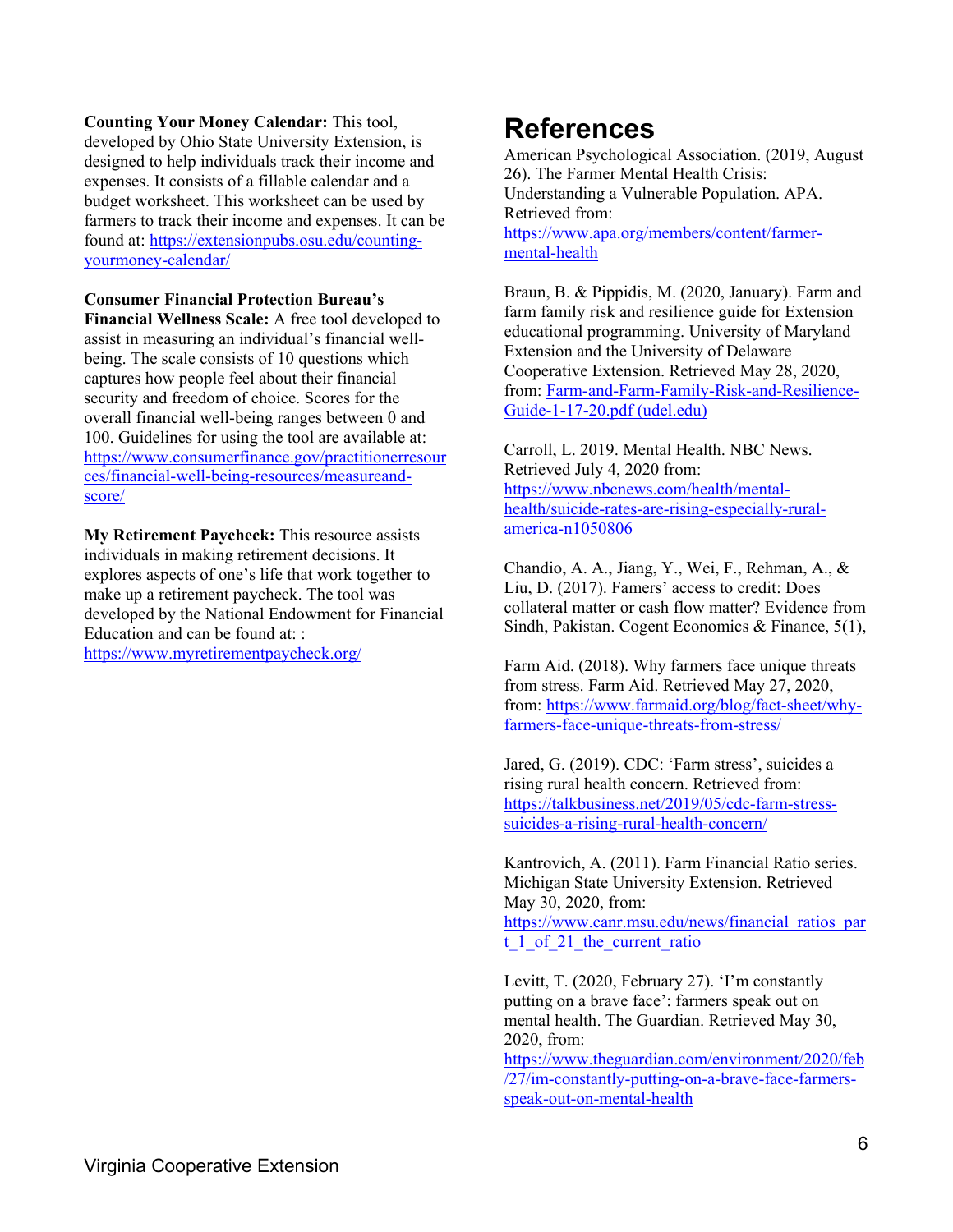**Counting Your Money Calendar:** This tool, developed by Ohio State University Extension, is designed to help individuals track their income and expenses. It consists of a fillable calendar and a budget worksheet. This worksheet can be used by farmers to track their income and expenses. It can be found at: https://extensionpubs.osu.edu/counting-yourmoney-calendar/

**Consumer Financial Protection Bureau's Financial Wellness Scale:** A free tool developed to assist in measuring an individual's financial well-being. The scale consists of 10 questions which captures how people feel about their financial security and freedom of choice. Scores for the overall financial well-being ranges between 0 and 100. Guidelines for using the tool are available at: https://www.consumerfinance.gov/practitionerresources/financial-well-being-resources/measureand-score/

**My Retirement Paycheck:** This resource assists individuals in making retirement decisions. It explores aspects of one's life that work together to make up a retirement paycheck. The tool was developed by the National Endowment for Financial Education and can be found at: : https://www.myretirementpaycheck.org/

# References

American Psychological Association. (2019, August 26). The Farmer Mental Health Crisis: Understanding a Vulnerable Population. APA. Retrieved from: https://www.apa.org/members/content/farmer-mental-health

Braun, B. & Pippidis, M. (2020, January). Farm and farm family risk and resilience guide for Extension educational programming. University of Maryland Extension and the University of Delaware Cooperative Extension. Retrieved May 28, 2020, from: Farm-and-Farm-Family-Risk-and-Resilience-Guide-1-17-20.pdf (udel.edu)

Carroll, L. 2019. Mental Health. NBC News. Retrieved July 4, 2020 from: https://www.nbcnews.com/health/mental-health/suicide-rates-are-rising-especially-rural-america-n1050806

Chandio, A. A., Jiang, Y., Wei, F., Rehman, A., & Liu, D. (2017). Famers' access to credit: Does collateral matter or cash flow matter? Evidence from Sindh, Pakistan. Cogent Economics & Finance, 5(1),

Farm Aid. (2018). Why farmers face unique threats from stress. Farm Aid. Retrieved May 27, 2020, from: https://www.farmaid.org/blog/fact-sheet/why-farmers-face-unique-threats-from-stress/

Jared, G. (2019). CDC: 'Farm stress', suicides a rising rural health concern. Retrieved from: https://talkbusiness.net/2019/05/cdc-farm-stress-suicides-a-rising-rural-health-concern/

Kantrovich, A. (2011). Farm Financial Ratio series. Michigan State University Extension. Retrieved May 30, 2020, from: https://www.canr.msu.edu/news/financial_ratios_part_1_of_21_the_current_ratio

Levitt, T. (2020, February 27). 'I'm constantly putting on a brave face': farmers speak out on mental health. The Guardian. Retrieved May 30, 2020, from: https://www.theguardian.com/environment/2020/feb/27/im-constantly-putting-on-a-brave-face-farmers-speak-out-on-mental-health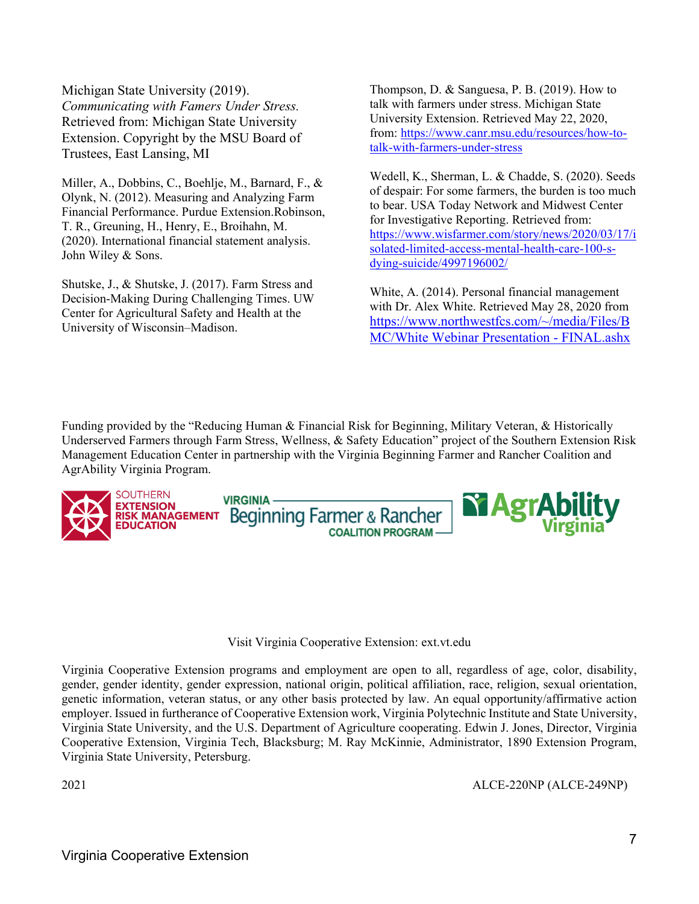Michigan State University (2019). *Communicating with Famers Under Stress.* Retrieved from: Michigan State University Extension. Copyright by the MSU Board of Trustees, East Lansing, MI

Miller, A., Dobbins, C., Boehlje, M., Barnard, F., & Olynk, N. (2012). Measuring and Analyzing Farm Financial Performance. Purdue Extension.Robinson, T. R., Greuning, H., Henry, E., Broihahn, M. (2020). International financial statement analysis. John Wiley & Sons.

Shutske, J., & Shutske, J. (2017). Farm Stress and Decision-Making During Challenging Times. UW Center for Agricultural Safety and Health at the University of Wisconsin–Madison.

Thompson, D. & Sanguesa, P. B. (2019). How to talk with farmers under stress. Michigan State University Extension. Retrieved May 22, 2020, from: https://www.canr.msu.edu/resources/how-to-talk-with-farmers-under-stress

Wedell, K., Sherman, L. & Chadde, S. (2020). Seeds of despair: For some farmers, the burden is too much to bear. USA Today Network and Midwest Center for Investigative Reporting. Retrieved from: https://www.wisfarmer.com/story/news/2020/03/17/isolated-limited-access-mental-health-care-100-s-dying-suicide/4997196002/

White, A. (2014). Personal financial management with Dr. Alex White. Retrieved May 28, 2020 from https://www.northwestfcs.com/~/media/Files/BMC/White Webinar Presentation - FINAL.ashx

Funding provided by the "Reducing Human & Financial Risk for Beginning, Military Veteran, & Historically Underserved Farmers through Farm Stress, Wellness, & Safety Education" project of the Southern Extension Risk Management Education Center in partnership with the Virginia Beginning Farmer and Rancher Coalition and AgrAbility Virginia Program.

SOUTHERN EXTENSION RISK MANAGEMENT EDUCATION

VIRGINIA Beginning Farmer & Rancher COALITION PROGRAM

AgrAbility Virginia

Visit Virginia Cooperative Extension: ext.vt.edu

Virginia Cooperative Extension programs and employment are open to all, regardless of age, color, disability, gender, gender identity, gender expression, national origin, political affiliation, race, religion, sexual orientation, genetic information, veteran status, or any other basis protected by law. An equal opportunity/affirmative action employer. Issued in furtherance of Cooperative Extension work, Virginia Polytechnic Institute and State University, Virginia State University, and the U.S. Department of Agriculture cooperating. Edwin J. Jones, Director, Virginia Cooperative Extension, Virginia Tech, Blacksburg; M. Ray McKinnie, Administrator, 1890 Extension Program, Virginia State University, Petersburg.

2021 ALCE-220NP (ALCE-249NP)